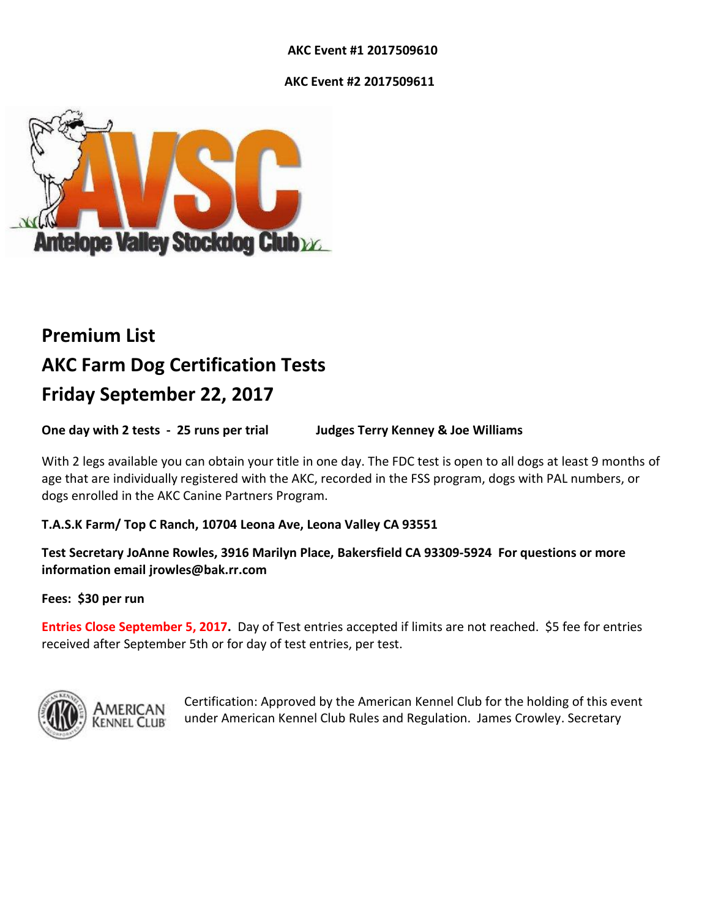**AKC Event #1 2017509610**

**AKC Event #2 2017509611**

Antelope Valley Stockdog Club

# Premium List
# AKC Farm Dog Certification Tests
# Friday September 22, 2017

**One day with 2 tests - 25 runs per trial** **Judges Terry Kenney & Joe Williams**

With 2 legs available you can obtain your title in one day. The FDC test is open to all dogs at least 9 months of age that are individually registered with the AKC, recorded in the FSS program, dogs with PAL numbers, or dogs enrolled in the AKC Canine Partners Program.

**T.A.S.K Farm/ Top C Ranch, 10704 Leona Ave, Leona Valley CA 93551**

**Test Secretary JoAnne Rowles, 3916 Marilyn Place, Bakersfield CA 93309-5924 For questions or more information email jrowles@bak.rr.com**

**Fees: $30 per run**

**Entries Close September 5, 2017.** Day of Test entries accepted if limits are not reached. $5 fee for entries received after September 5th or for day of test entries, per test.

AMERICAN KENNEL CLUB

Certification: Approved by the American Kennel Club for the holding of this event under American Kennel Club Rules and Regulation. James Crowley. Secretary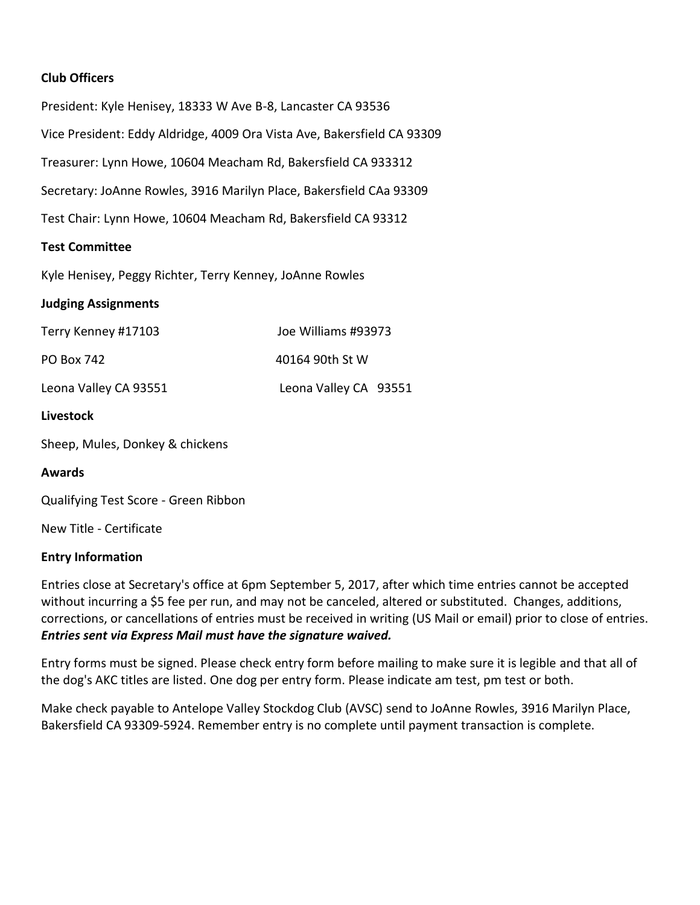**Club Officers**

President: Kyle Henisey, 18333 W Ave B-8, Lancaster CA 93536

Vice President: Eddy Aldridge, 4009 Ora Vista Ave, Bakersfield CA 93309

Treasurer: Lynn Howe, 10604 Meacham Rd, Bakersfield CA 933312

Secretary: JoAnne Rowles, 3916 Marilyn Place, Bakersfield CAa 93309

Test Chair: Lynn Howe, 10604 Meacham Rd, Bakersfield CA 93312

**Test Committee**

Kyle Henisey, Peggy Richter, Terry Kenney, JoAnne Rowles

**Judging Assignments**

| Terry Kenney #17103 | Joe Williams #93973 |
|---|---|
| PO Box 742 | 40164 90th St W |
| Leona Valley CA 93551 | Leona Valley CA 93551 |

**Livestock**

Sheep, Mules, Donkey & chickens

**Awards**

Qualifying Test Score - Green Ribbon

New Title - Certificate

**Entry Information**

Entries close at Secretary's office at 6pm September 5, 2017, after which time entries cannot be accepted without incurring a $5 fee per run, and may not be canceled, altered or substituted. Changes, additions, corrections, or cancellations of entries must be received in writing (US Mail or email) prior to close of entries. ***Entries sent via Express Mail must have the signature waived.***

Entry forms must be signed. Please check entry form before mailing to make sure it is legible and that all of the dog's AKC titles are listed. One dog per entry form. Please indicate am test, pm test or both.

Make check payable to Antelope Valley Stockdog Club (AVSC) send to JoAnne Rowles, 3916 Marilyn Place, Bakersfield CA 93309-5924. Remember entry is no complete until payment transaction is complete.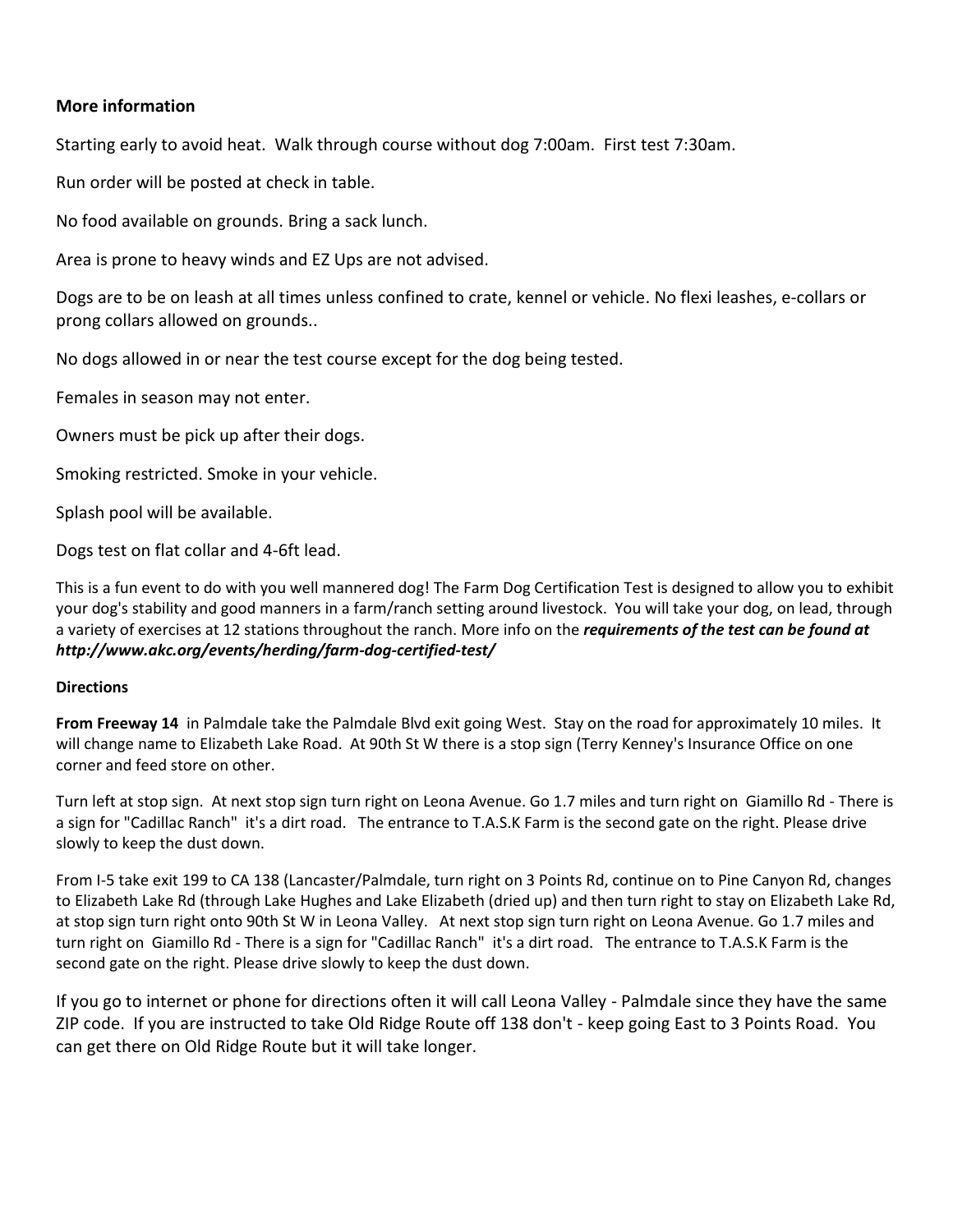**More information**

Starting early to avoid heat. Walk through course without dog 7:00am. First test 7:30am.

Run order will be posted at check in table.

No food available on grounds. Bring a sack lunch.

Area is prone to heavy winds and EZ Ups are not advised.

Dogs are to be on leash at all times unless confined to crate, kennel or vehicle. No flexi leashes, e-collars or prong collars allowed on grounds..

No dogs allowed in or near the test course except for the dog being tested.

Females in season may not enter.

Owners must be pick up after their dogs.

Smoking restricted. Smoke in your vehicle.

Splash pool will be available.

Dogs test on flat collar and 4-6ft lead.

This is a fun event to do with you well mannered dog! The Farm Dog Certification Test is designed to allow you to exhibit your dog's stability and good manners in a farm/ranch setting around livestock. You will take your dog, on lead, through a variety of exercises at 12 stations throughout the ranch. More info on the ***requirements of the test can be found at http://www.akc.org/events/herding/farm-dog-certified-test/***

**Directions**

**From Freeway 14** in Palmdale take the Palmdale Blvd exit going West. Stay on the road for approximately 10 miles. It will change name to Elizabeth Lake Road. At 90th St W there is a stop sign (Terry Kenney's Insurance Office on one corner and feed store on other.

Turn left at stop sign. At next stop sign turn right on Leona Avenue. Go 1.7 miles and turn right on Giamillo Rd - There is a sign for "Cadillac Ranch" it's a dirt road. The entrance to T.A.S.K Farm is the second gate on the right. Please drive slowly to keep the dust down.

From I-5 take exit 199 to CA 138 (Lancaster/Palmdale, turn right on 3 Points Rd, continue on to Pine Canyon Rd, changes to Elizabeth Lake Rd (through Lake Hughes and Lake Elizabeth (dried up) and then turn right to stay on Elizabeth Lake Rd, at stop sign turn right onto 90th St W in Leona Valley. At next stop sign turn right on Leona Avenue. Go 1.7 miles and turn right on Giamillo Rd - There is a sign for "Cadillac Ranch" it's a dirt road. The entrance to T.A.S.K Farm is the second gate on the right. Please drive slowly to keep the dust down.

If you go to internet or phone for directions often it will call Leona Valley - Palmdale since they have the same ZIP code. If you are instructed to take Old Ridge Route off 138 don't - keep going East to 3 Points Road. You can get there on Old Ridge Route but it will take longer.